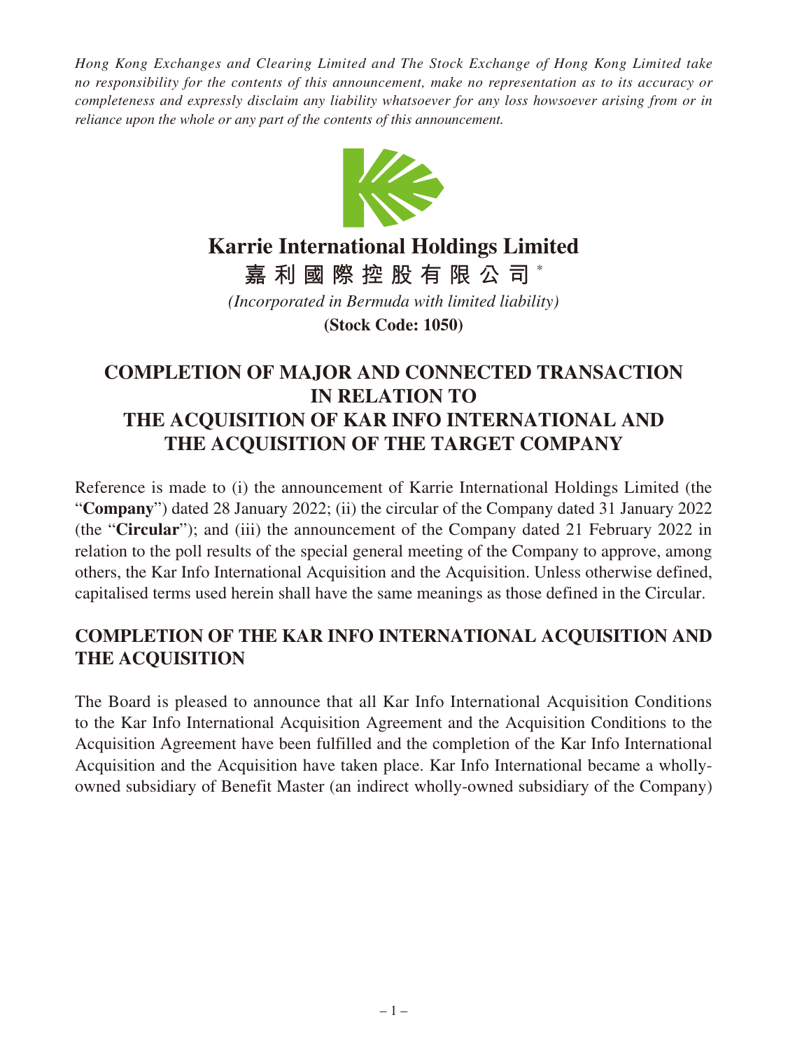*Hong Kong Exchanges and Clearing Limited and The Stock Exchange of Hong Kong Limited take no responsibility for the contents of this announcement, make no representation as to its accuracy or completeness and expressly disclaim any liability whatsoever for any loss howsoever arising from or in reliance upon the whole or any part of the contents of this announcement.*

# Karrie International Holdings Limited

# 嘉利國際控股有限公司 *

*(Incorporated in Bermuda with limited liability)*

**(Stock Code: 1050)**

## COMPLETION OF MAJOR AND CONNECTED TRANSACTION IN RELATION TO THE ACQUISITION OF KAR INFO INTERNATIONAL AND THE ACQUISITION OF THE TARGET COMPANY

Reference is made to (i) the announcement of Karrie International Holdings Limited (the "**Company**") dated 28 January 2022; (ii) the circular of the Company dated 31 January 2022 (the "**Circular**"); and (iii) the announcement of the Company dated 21 February 2022 in relation to the poll results of the special general meeting of the Company to approve, among others, the Kar Info International Acquisition and the Acquisition. Unless otherwise defined, capitalised terms used herein shall have the same meanings as those defined in the Circular.

## COMPLETION OF THE KAR INFO INTERNATIONAL ACQUISITION AND THE ACQUISITION

The Board is pleased to announce that all Kar Info International Acquisition Conditions to the Kar Info International Acquisition Agreement and the Acquisition Conditions to the Acquisition Agreement have been fulfilled and the completion of the Kar Info International Acquisition and the Acquisition have taken place. Kar Info International became a wholly-owned subsidiary of Benefit Master (an indirect wholly-owned subsidiary of the Company)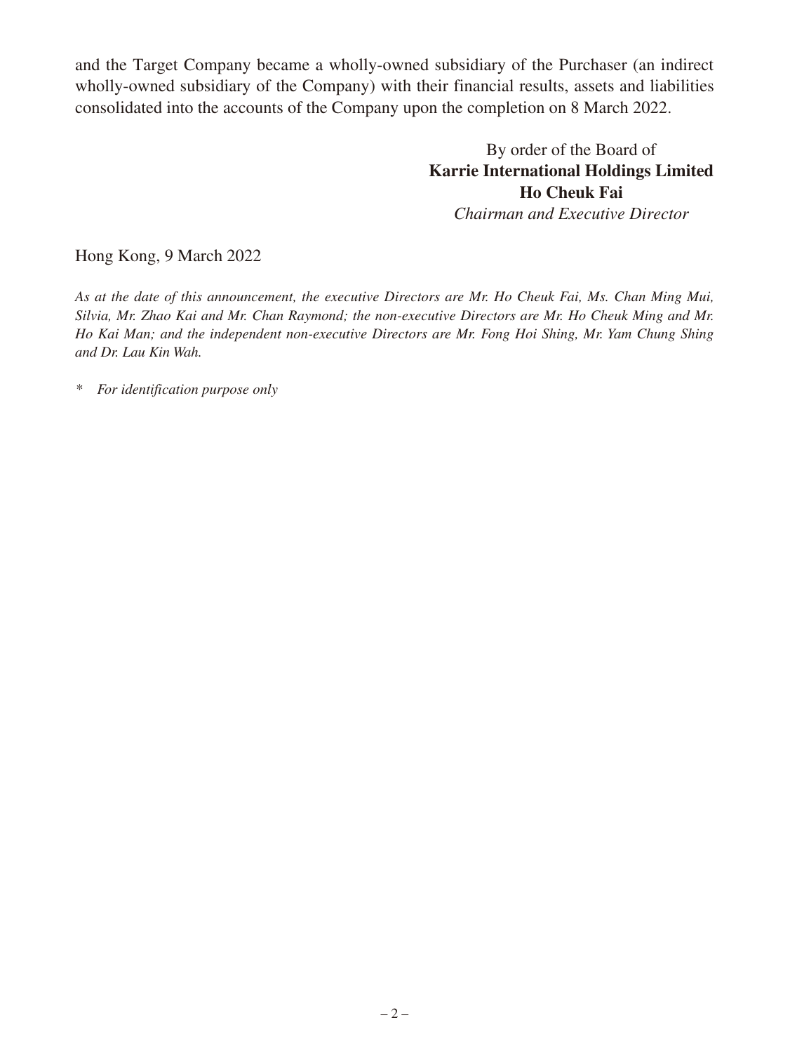and the Target Company became a wholly-owned subsidiary of the Purchaser (an indirect wholly-owned subsidiary of the Company) with their financial results, assets and liabilities consolidated into the accounts of the Company upon the completion on 8 March 2022.

By order of the Board of
**Karrie International Holdings Limited**
**Ho Cheuk Fai**
*Chairman and Executive Director*

Hong Kong, 9 March 2022

*As at the date of this announcement, the executive Directors are Mr. Ho Cheuk Fai, Ms. Chan Ming Mui, Silvia, Mr. Zhao Kai and Mr. Chan Raymond; the non-executive Directors are Mr. Ho Cheuk Ming and Mr. Ho Kai Man; and the independent non-executive Directors are Mr. Fong Hoi Shing, Mr. Yam Chung Shing and Dr. Lau Kin Wah.*

\* *For identification purpose only*